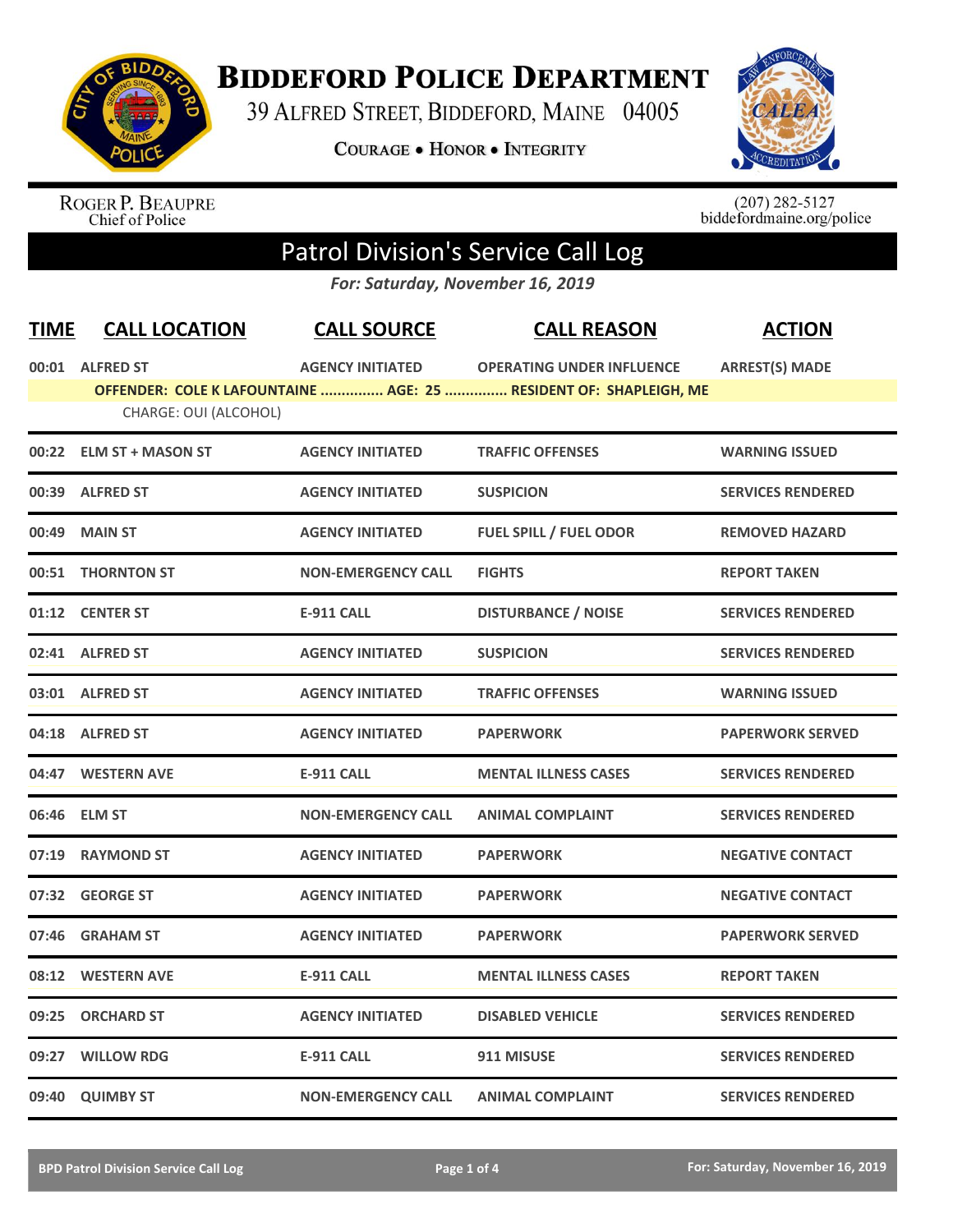# Biddeford Police Department

39 Alfred Street, Biddeford, Maine 04005

Courage • Honor • Integrity

Roger P. Beaupre
Chief of Police

(207) 282-5127
biddefordmaine.org/police

## Patrol Division's Service Call Log

*For: Saturday, November 16, 2019*

| TIME | CALL LOCATION | CALL SOURCE | CALL REASON | ACTION |
|---|---|---|---|---|
| 00:01 | ALFRED ST | AGENCY INITIATED | OPERATING UNDER INFLUENCE | ARREST(S) MADE |
| | OFFENDER: COLE K LAFOUNTAINE ............... AGE: 25 ............... RESIDENT OF: SHAPLEIGH, ME | | | |
| | CHARGE: OUI (ALCOHOL) | | | |
| 00:22 | ELM ST + MASON ST | AGENCY INITIATED | TRAFFIC OFFENSES | WARNING ISSUED |
| 00:39 | ALFRED ST | AGENCY INITIATED | SUSPICION | SERVICES RENDERED |
| 00:49 | MAIN ST | AGENCY INITIATED | FUEL SPILL / FUEL ODOR | REMOVED HAZARD |
| 00:51 | THORNTON ST | NON-EMERGENCY CALL | FIGHTS | REPORT TAKEN |
| 01:12 | CENTER ST | E-911 CALL | DISTURBANCE / NOISE | SERVICES RENDERED |
| 02:41 | ALFRED ST | AGENCY INITIATED | SUSPICION | SERVICES RENDERED |
| 03:01 | ALFRED ST | AGENCY INITIATED | TRAFFIC OFFENSES | WARNING ISSUED |
| 04:18 | ALFRED ST | AGENCY INITIATED | PAPERWORK | PAPERWORK SERVED |
| 04:47 | WESTERN AVE | E-911 CALL | MENTAL ILLNESS CASES | SERVICES RENDERED |
| 06:46 | ELM ST | NON-EMERGENCY CALL | ANIMAL COMPLAINT | SERVICES RENDERED |
| 07:19 | RAYMOND ST | AGENCY INITIATED | PAPERWORK | NEGATIVE CONTACT |
| 07:32 | GEORGE ST | AGENCY INITIATED | PAPERWORK | NEGATIVE CONTACT |
| 07:46 | GRAHAM ST | AGENCY INITIATED | PAPERWORK | PAPERWORK SERVED |
| 08:12 | WESTERN AVE | E-911 CALL | MENTAL ILLNESS CASES | REPORT TAKEN |
| 09:25 | ORCHARD ST | AGENCY INITIATED | DISABLED VEHICLE | SERVICES RENDERED |
| 09:27 | WILLOW RDG | E-911 CALL | 911 MISUSE | SERVICES RENDERED |
| 09:40 | QUIMBY ST | NON-EMERGENCY CALL | ANIMAL COMPLAINT | SERVICES RENDERED |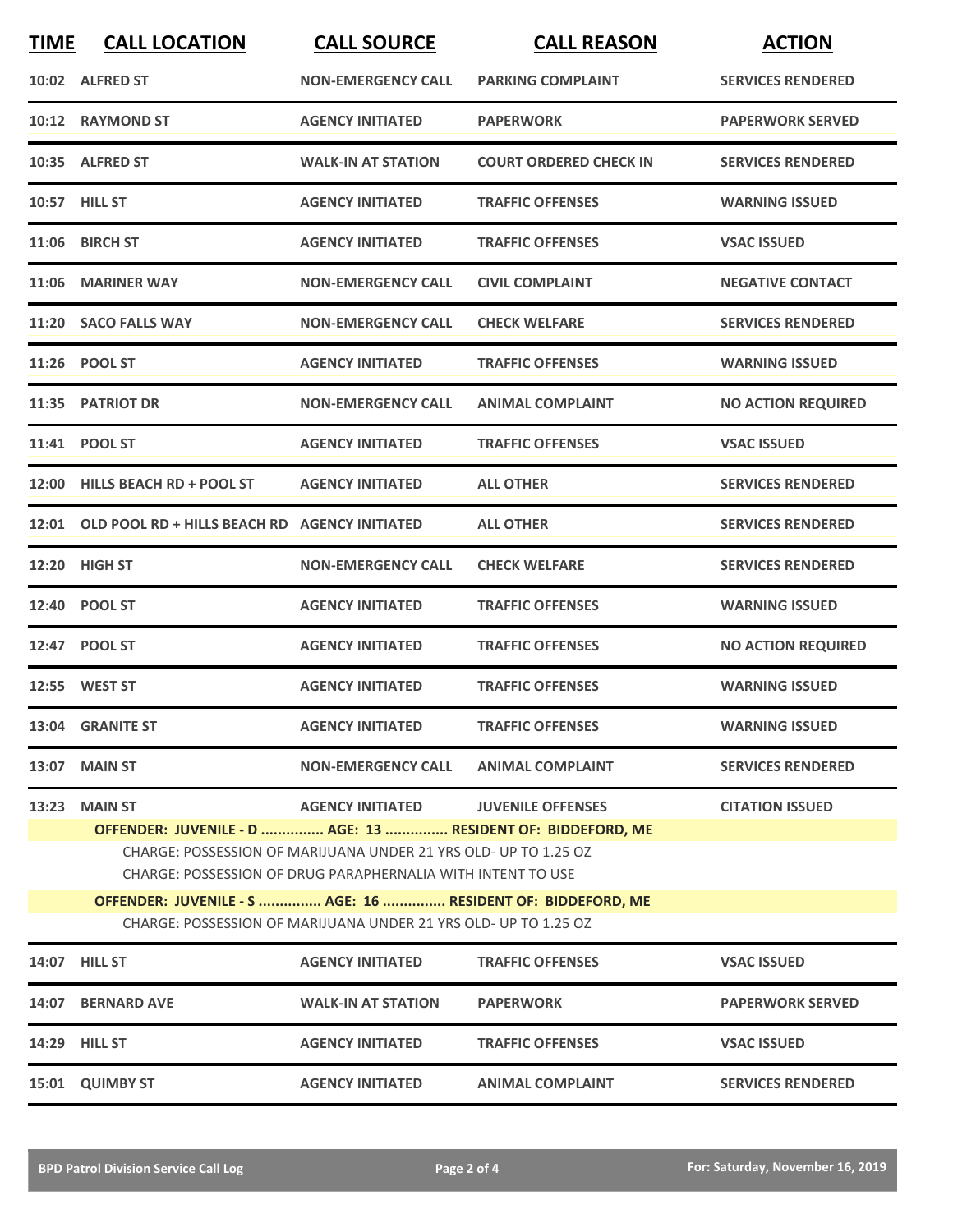| TIME | CALL LOCATION | CALL SOURCE | CALL REASON | ACTION |
|---|---|---|---|---|
| 10:02 | ALFRED ST | NON-EMERGENCY CALL | PARKING COMPLAINT | SERVICES RENDERED |
| 10:12 | RAYMOND ST | AGENCY INITIATED | PAPERWORK | PAPERWORK SERVED |
| 10:35 | ALFRED ST | WALK-IN AT STATION | COURT ORDERED CHECK IN | SERVICES RENDERED |
| 10:57 | HILL ST | AGENCY INITIATED | TRAFFIC OFFENSES | WARNING ISSUED |
| 11:06 | BIRCH ST | AGENCY INITIATED | TRAFFIC OFFENSES | VSAC ISSUED |
| 11:06 | MARINER WAY | NON-EMERGENCY CALL | CIVIL COMPLAINT | NEGATIVE CONTACT |
| 11:20 | SACO FALLS WAY | NON-EMERGENCY CALL | CHECK WELFARE | SERVICES RENDERED |
| 11:26 | POOL ST | AGENCY INITIATED | TRAFFIC OFFENSES | WARNING ISSUED |
| 11:35 | PATRIOT DR | NON-EMERGENCY CALL | ANIMAL COMPLAINT | NO ACTION REQUIRED |
| 11:41 | POOL ST | AGENCY INITIATED | TRAFFIC OFFENSES | VSAC ISSUED |
| 12:00 | HILLS BEACH RD + POOL ST | AGENCY INITIATED | ALL OTHER | SERVICES RENDERED |
| 12:01 | OLD POOL RD + HILLS BEACH RD | AGENCY INITIATED | ALL OTHER | SERVICES RENDERED |
| 12:20 | HIGH ST | NON-EMERGENCY CALL | CHECK WELFARE | SERVICES RENDERED |
| 12:40 | POOL ST | AGENCY INITIATED | TRAFFIC OFFENSES | WARNING ISSUED |
| 12:47 | POOL ST | AGENCY INITIATED | TRAFFIC OFFENSES | NO ACTION REQUIRED |
| 12:55 | WEST ST | AGENCY INITIATED | TRAFFIC OFFENSES | WARNING ISSUED |
| 13:04 | GRANITE ST | AGENCY INITIATED | TRAFFIC OFFENSES | WARNING ISSUED |
| 13:07 | MAIN ST | NON-EMERGENCY CALL | ANIMAL COMPLAINT | SERVICES RENDERED |
| 13:23 | MAIN ST | AGENCY INITIATED | JUVENILE OFFENSES | CITATION ISSUED |

**OFFENDER: JUVENILE - D ............... AGE: 13 ............... RESIDENT OF: BIDDEFORD, ME**

CHARGE: POSSESSION OF MARIJUANA UNDER 21 YRS OLD- UP TO 1.25 OZ

CHARGE: POSSESSION OF DRUG PARAPHERNALIA WITH INTENT TO USE

**OFFENDER: JUVENILE - S ............... AGE: 16 ............... RESIDENT OF: BIDDEFORD, ME**

CHARGE: POSSESSION OF MARIJUANA UNDER 21 YRS OLD- UP TO 1.25 OZ

| TIME | CALL LOCATION | CALL SOURCE | CALL REASON | ACTION |
|---|---|---|---|---|
| 14:07 | HILL ST | AGENCY INITIATED | TRAFFIC OFFENSES | VSAC ISSUED |
| 14:07 | BERNARD AVE | WALK-IN AT STATION | PAPERWORK | PAPERWORK SERVED |
| 14:29 | HILL ST | AGENCY INITIATED | TRAFFIC OFFENSES | VSAC ISSUED |
| 15:01 | QUIMBY ST | AGENCY INITIATED | ANIMAL COMPLAINT | SERVICES RENDERED |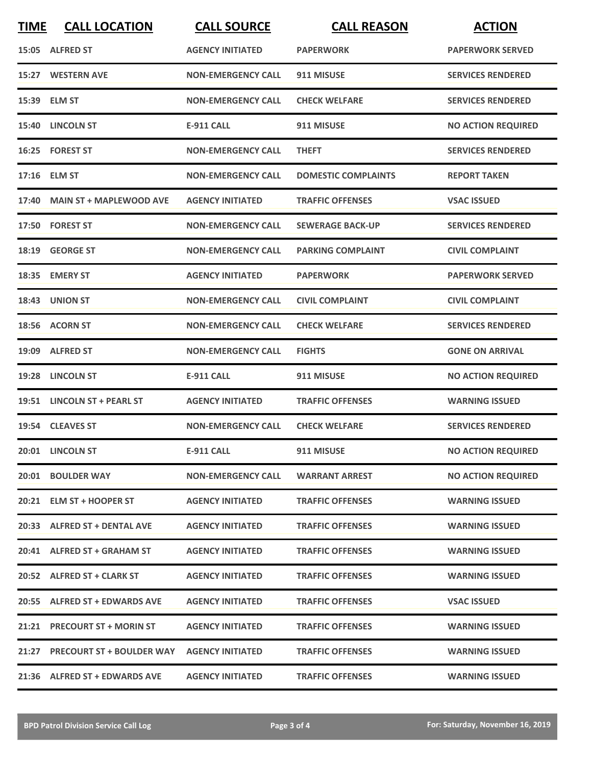| TIME | CALL LOCATION | CALL SOURCE | CALL REASON | ACTION |
|---|---|---|---|---|
| 15:05 | ALFRED ST | AGENCY INITIATED | PAPERWORK | PAPERWORK SERVED |
| 15:27 | WESTERN AVE | NON-EMERGENCY CALL | 911 MISUSE | SERVICES RENDERED |
| 15:39 | ELM ST | NON-EMERGENCY CALL | CHECK WELFARE | SERVICES RENDERED |
| 15:40 | LINCOLN ST | E-911 CALL | 911 MISUSE | NO ACTION REQUIRED |
| 16:25 | FOREST ST | NON-EMERGENCY CALL | THEFT | SERVICES RENDERED |
| 17:16 | ELM ST | NON-EMERGENCY CALL | DOMESTIC COMPLAINTS | REPORT TAKEN |
| 17:40 | MAIN ST + MAPLEWOOD AVE | AGENCY INITIATED | TRAFFIC OFFENSES | VSAC ISSUED |
| 17:50 | FOREST ST | NON-EMERGENCY CALL | SEWERAGE BACK-UP | SERVICES RENDERED |
| 18:19 | GEORGE ST | NON-EMERGENCY CALL | PARKING COMPLAINT | CIVIL COMPLAINT |
| 18:35 | EMERY ST | AGENCY INITIATED | PAPERWORK | PAPERWORK SERVED |
| 18:43 | UNION ST | NON-EMERGENCY CALL | CIVIL COMPLAINT | CIVIL COMPLAINT |
| 18:56 | ACORN ST | NON-EMERGENCY CALL | CHECK WELFARE | SERVICES RENDERED |
| 19:09 | ALFRED ST | NON-EMERGENCY CALL | FIGHTS | GONE ON ARRIVAL |
| 19:28 | LINCOLN ST | E-911 CALL | 911 MISUSE | NO ACTION REQUIRED |
| 19:51 | LINCOLN ST + PEARL ST | AGENCY INITIATED | TRAFFIC OFFENSES | WARNING ISSUED |
| 19:54 | CLEAVES ST | NON-EMERGENCY CALL | CHECK WELFARE | SERVICES RENDERED |
| 20:01 | LINCOLN ST | E-911 CALL | 911 MISUSE | NO ACTION REQUIRED |
| 20:01 | BOULDER WAY | NON-EMERGENCY CALL | WARRANT ARREST | NO ACTION REQUIRED |
| 20:21 | ELM ST + HOOPER ST | AGENCY INITIATED | TRAFFIC OFFENSES | WARNING ISSUED |
| 20:33 | ALFRED ST + DENTAL AVE | AGENCY INITIATED | TRAFFIC OFFENSES | WARNING ISSUED |
| 20:41 | ALFRED ST + GRAHAM ST | AGENCY INITIATED | TRAFFIC OFFENSES | WARNING ISSUED |
| 20:52 | ALFRED ST + CLARK ST | AGENCY INITIATED | TRAFFIC OFFENSES | WARNING ISSUED |
| 20:55 | ALFRED ST + EDWARDS AVE | AGENCY INITIATED | TRAFFIC OFFENSES | VSAC ISSUED |
| 21:21 | PRECOURT ST + MORIN ST | AGENCY INITIATED | TRAFFIC OFFENSES | WARNING ISSUED |
| 21:27 | PRECOURT ST + BOULDER WAY | AGENCY INITIATED | TRAFFIC OFFENSES | WARNING ISSUED |
| 21:36 | ALFRED ST + EDWARDS AVE | AGENCY INITIATED | TRAFFIC OFFENSES | WARNING ISSUED |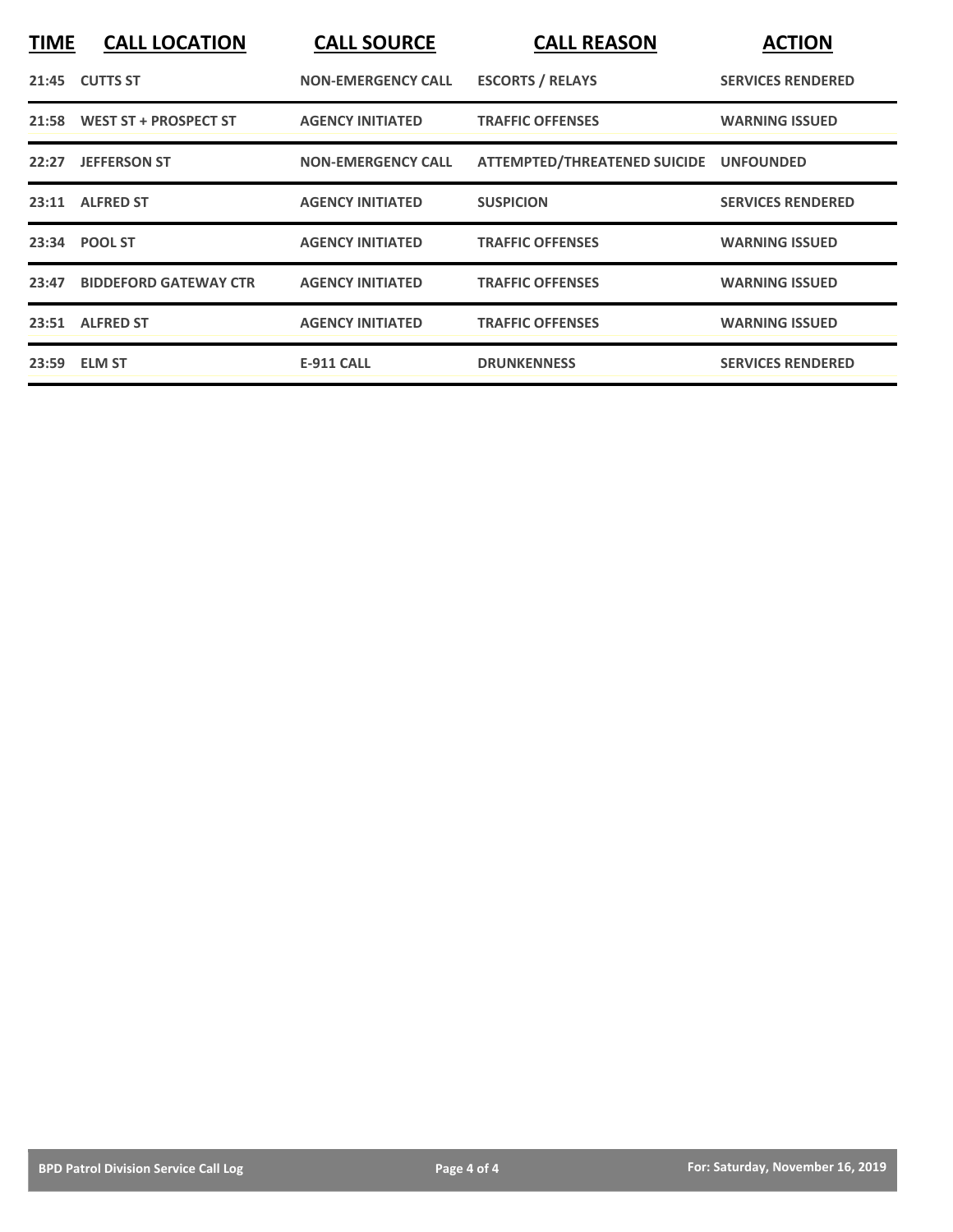| TIME | CALL LOCATION | CALL SOURCE | CALL REASON | ACTION |
| --- | --- | --- | --- | --- |
| 21:45 | CUTTS ST | NON-EMERGENCY CALL | ESCORTS / RELAYS | SERVICES RENDERED |
| 21:58 | WEST ST + PROSPECT ST | AGENCY INITIATED | TRAFFIC OFFENSES | WARNING ISSUED |
| 22:27 | JEFFERSON ST | NON-EMERGENCY CALL | ATTEMPTED/THREATENED SUICIDE | UNFOUNDED |
| 23:11 | ALFRED ST | AGENCY INITIATED | SUSPICION | SERVICES RENDERED |
| 23:34 | POOL ST | AGENCY INITIATED | TRAFFIC OFFENSES | WARNING ISSUED |
| 23:47 | BIDDEFORD GATEWAY CTR | AGENCY INITIATED | TRAFFIC OFFENSES | WARNING ISSUED |
| 23:51 | ALFRED ST | AGENCY INITIATED | TRAFFIC OFFENSES | WARNING ISSUED |
| 23:59 | ELM ST | E-911 CALL | DRUNKENNESS | SERVICES RENDERED |